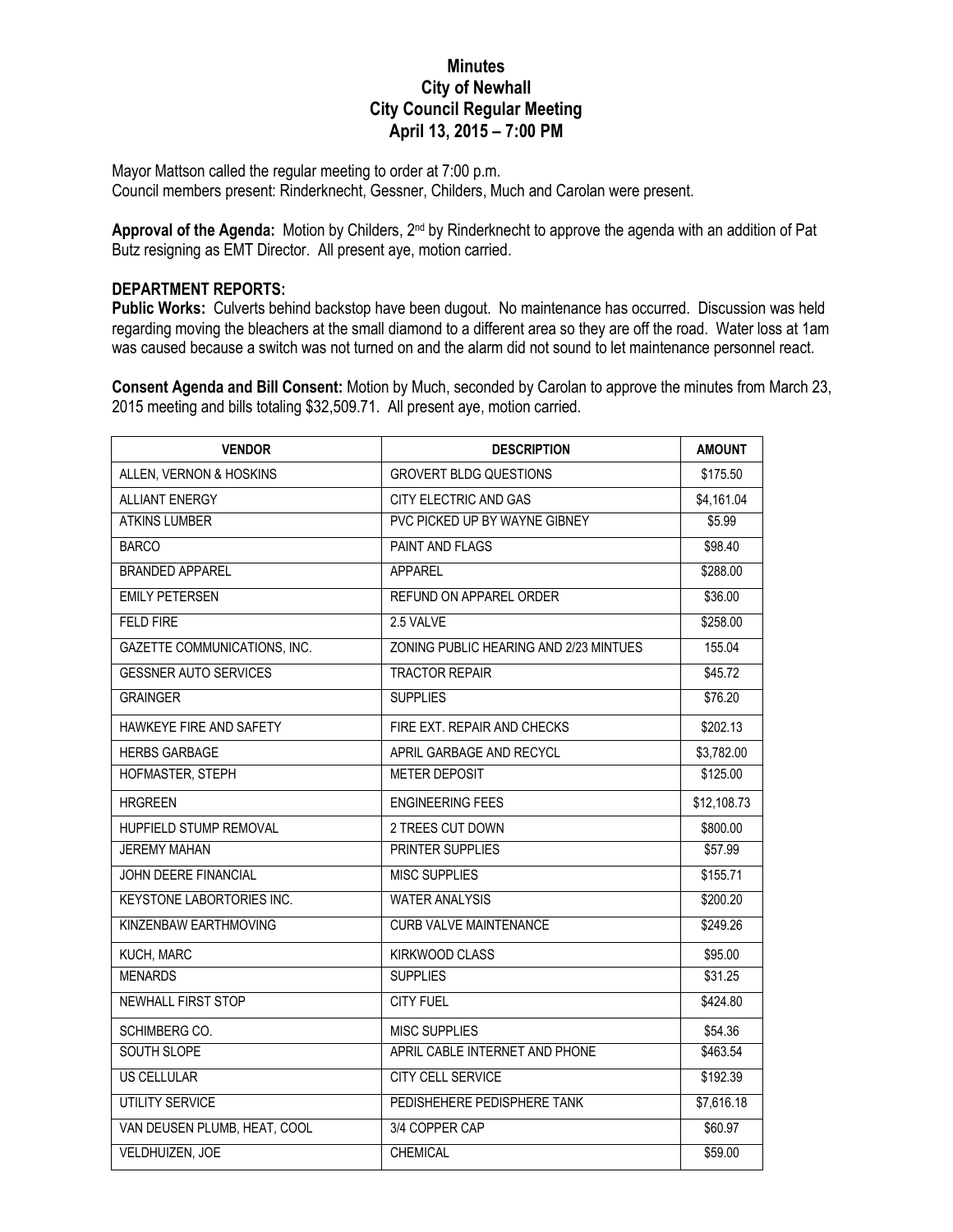# Minutes
## City of Newhall
## City Council Regular Meeting
## April 13, 2015 – 7:00 PM

Mayor Mattson called the regular meeting to order at 7:00 p.m.
Council members present: Rinderknecht, Gessner, Childers, Much and Carolan were present.

**Approval of the Agenda:** Motion by Childers, 2nd by Rinderknecht to approve the agenda with an addition of Pat Butz resigning as EMT Director. All present aye, motion carried.

**DEPARTMENT REPORTS:**

**Public Works:** Culverts behind backstop have been dugout. No maintenance has occurred. Discussion was held regarding moving the bleachers at the small diamond to a different area so they are off the road. Water loss at 1am was caused because a switch was not turned on and the alarm did not sound to let maintenance personnel react.

**Consent Agenda and Bill Consent:** Motion by Much, seconded by Carolan to approve the minutes from March 23, 2015 meeting and bills totaling $32,509.71. All present aye, motion carried.

| VENDOR | DESCRIPTION | AMOUNT |
| --- | --- | --- |
| ALLEN, VERNON & HOSKINS | GROVERT BLDG QUESTIONS | $175.50 |
| ALLIANT ENERGY | CITY ELECTRIC AND GAS | $4,161.04 |
| ATKINS LUMBER | PVC PICKED UP BY WAYNE GIBNEY | $5.99 |
| BARCO | PAINT AND FLAGS | $98.40 |
| BRANDED APPAREL | APPAREL | $288.00 |
| EMILY PETERSEN | REFUND ON APPAREL ORDER | $36.00 |
| FELD FIRE | 2.5 VALVE | $258.00 |
| GAZETTE COMMUNICATIONS, INC. | ZONING PUBLIC HEARING AND 2/23 MINTUES | 155.04 |
| GESSNER AUTO SERVICES | TRACTOR REPAIR | $45.72 |
| GRAINGER | SUPPLIES | $76.20 |
| HAWKEYE FIRE AND SAFETY | FIRE EXT. REPAIR AND CHECKS | $202.13 |
| HERBS GARBAGE | APRIL GARBAGE AND RECYCL | $3,782.00 |
| HOFMASTER, STEPH | METER DEPOSIT | $125.00 |
| HRGREEN | ENGINEERING FEES | $12,108.73 |
| HUPFIELD STUMP REMOVAL | 2 TREES CUT DOWN | $800.00 |
| JEREMY MAHAN | PRINTER SUPPLIES | $57.99 |
| JOHN DEERE FINANCIAL | MISC SUPPLIES | $155.71 |
| KEYSTONE LABORTORIES INC. | WATER ANALYSIS | $200.20 |
| KINZENBAW EARTHMOVING | CURB VALVE MAINTENANCE | $249.26 |
| KUCH, MARC | KIRKWOOD CLASS | $95.00 |
| MENARDS | SUPPLIES | $31.25 |
| NEWHALL FIRST STOP | CITY FUEL | $424.80 |
| SCHIMBERG CO. | MISC SUPPLIES | $54.36 |
| SOUTH SLOPE | APRIL CABLE INTERNET AND PHONE | $463.54 |
| US CELLULAR | CITY CELL SERVICE | $192.39 |
| UTILITY SERVICE | PEDISHEHERE PEDISPHERE TANK | $7,616.18 |
| VAN DEUSEN PLUMB, HEAT, COOL | 3/4 COPPER CAP | $60.97 |
| VELDHUIZEN, JOE | CHEMICAL | $59.00 |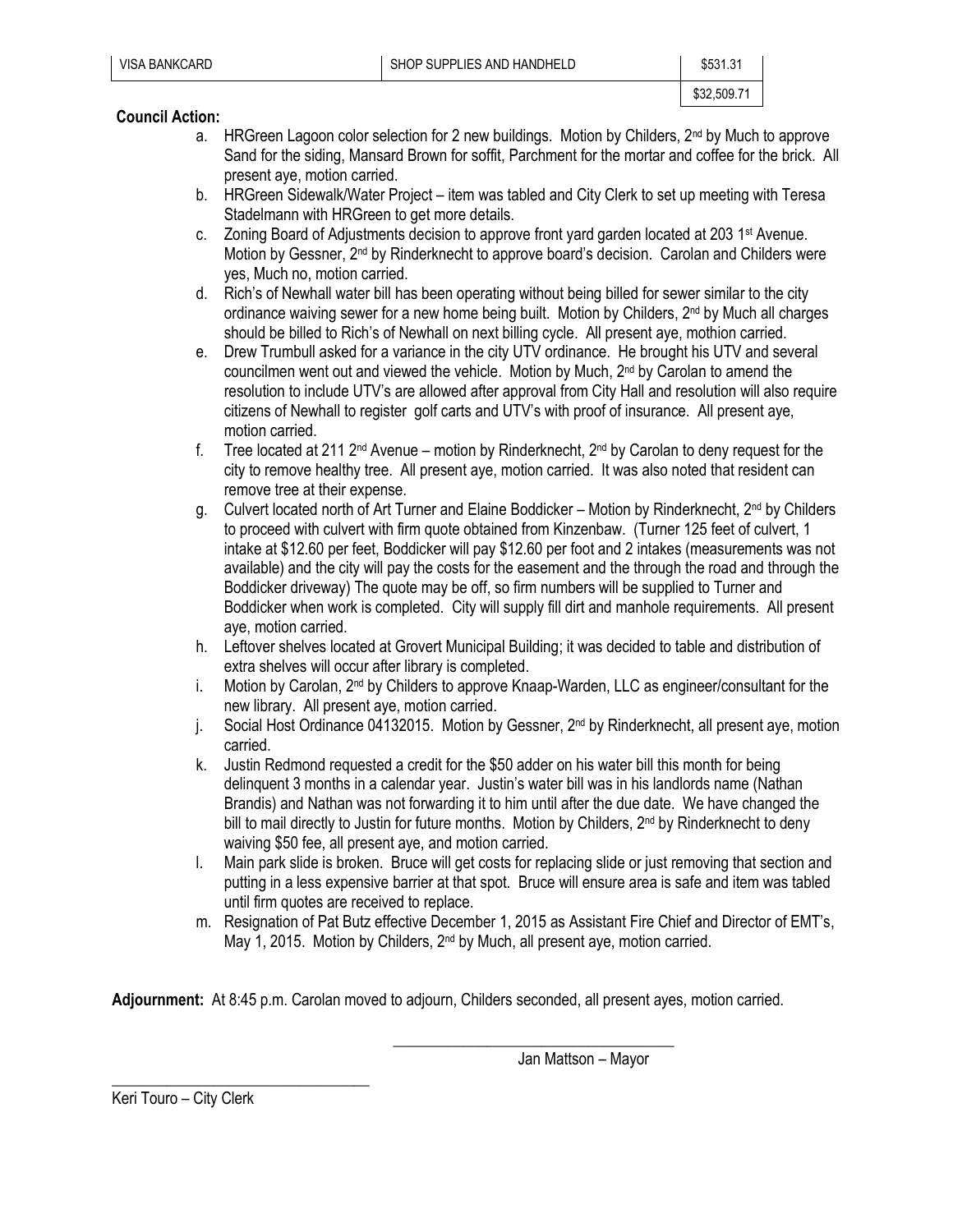| | | |
|---|---|---|
| VISA BANKCARD | SHOP SUPPLIES AND HANDHELD | \$531.31 |
| | | \$32,509.71 |

**Council Action:**

a. HRGreen Lagoon color selection for 2 new buildings. Motion by Childers, 2nd by Much to approve Sand for the siding, Mansard Brown for soffit, Parchment for the mortar and coffee for the brick. All present aye, motion carried.

b. HRGreen Sidewalk/Water Project – item was tabled and City Clerk to set up meeting with Teresa Stadelmann with HRGreen to get more details.

c. Zoning Board of Adjustments decision to approve front yard garden located at 203 1st Avenue. Motion by Gessner, 2nd by Rinderknecht to approve board's decision. Carolan and Childers were yes, Much no, motion carried.

d. Rich's of Newhall water bill has been operating without being billed for sewer similar to the city ordinance waiving sewer for a new home being built. Motion by Childers, 2nd by Much all charges should be billed to Rich's of Newhall on next billing cycle. All present aye, mothion carried.

e. Drew Trumbull asked for a variance in the city UTV ordinance. He brought his UTV and several councilmen went out and viewed the vehicle. Motion by Much, 2nd by Carolan to amend the resolution to include UTV's are allowed after approval from City Hall and resolution will also require citizens of Newhall to register golf carts and UTV's with proof of insurance. All present aye, motion carried.

f. Tree located at 211 2nd Avenue – motion by Rinderknecht, 2nd by Carolan to deny request for the city to remove healthy tree. All present aye, motion carried. It was also noted that resident can remove tree at their expense.

g. Culvert located north of Art Turner and Elaine Boddicker – Motion by Rinderknecht, 2nd by Childers to proceed with culvert with firm quote obtained from Kinzenbaw. (Turner 125 feet of culvert, 1 intake at \$12.60 per feet, Boddicker will pay \$12.60 per foot and 2 intakes (measurements was not available) and the city will pay the costs for the easement and the through the road and through the Boddicker driveway) The quote may be off, so firm numbers will be supplied to Turner and Boddicker when work is completed. City will supply fill dirt and manhole requirements. All present aye, motion carried.

h. Leftover shelves located at Grovert Municipal Building; it was decided to table and distribution of extra shelves will occur after library is completed.

i. Motion by Carolan, 2nd by Childers to approve Knaap-Warden, LLC as engineer/consultant for the new library. All present aye, motion carried.

j. Social Host Ordinance 04132015. Motion by Gessner, 2nd by Rinderknecht, all present aye, motion carried.

k. Justin Redmond requested a credit for the \$50 adder on his water bill this month for being delinquent 3 months in a calendar year. Justin's water bill was in his landlords name (Nathan Brandis) and Nathan was not forwarding it to him until after the due date. We have changed the bill to mail directly to Justin for future months. Motion by Childers, 2nd by Rinderknecht to deny waiving \$50 fee, all present aye, and motion carried.

l. Main park slide is broken. Bruce will get costs for replacing slide or just removing that section and putting in a less expensive barrier at that spot. Bruce will ensure area is safe and item was tabled until firm quotes are received to replace.

m. Resignation of Pat Butz effective December 1, 2015 as Assistant Fire Chief and Director of EMT's, May 1, 2015. Motion by Childers, 2nd by Much, all present aye, motion carried.

**Adjournment:** At 8:45 p.m. Carolan moved to adjourn, Childers seconded, all present ayes, motion carried.

\_\_\_\_\_\_\_\_\_\_\_\_\_\_\_\_\_\_\_\_\_\_\_\_\_\_\_\_\_\_\_\_\_\_\_\_

Jan Mattson – Mayor

\_\_\_\_\_\_\_\_\_\_\_\_\_\_\_\_\_\_\_\_\_\_\_\_\_\_\_\_\_\_\_\_\_\_\_\_

Keri Touro – City Clerk